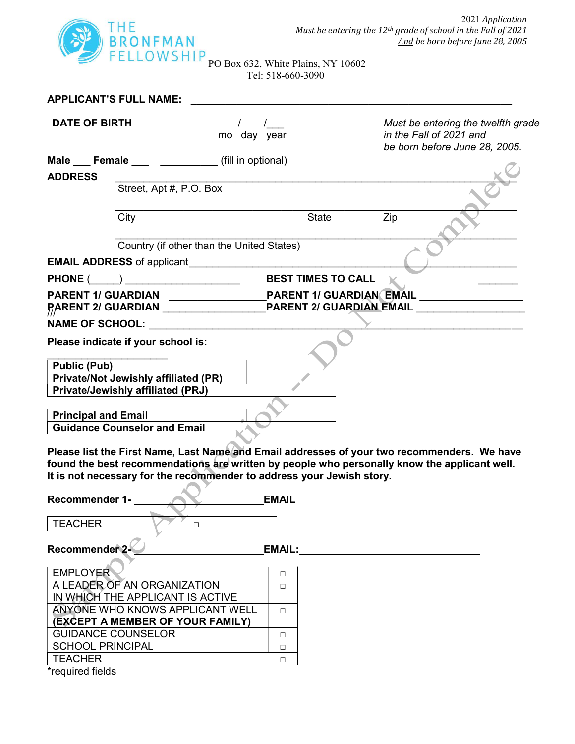THE BRONFMAN FELLOWSHIP

PO Box 632, White Plains, NY 10602
Tel: 518-660-3090

*2021 Application*
*Must be entering the 12th grade of school in the Fall of 2021*
*And be born before June 28, 2005*

Sample Application -- Do Not Complete

**APPLICANT'S FULL NAME:** ______________________________________________

**DATE OF BIRTH** ___/___/___ (mo day year)

*Must be entering the twelfth grade in the Fall of 2021 and be born before June 28, 2005.*

**Male** ___ **Female** ___ __________ (fill in optional)

**ADDRESS** ______________________________________________
Street, Apt #, P.O. Box

______________________________________________
City State Zip

______________________________________________
Country (if other than the United States)

**EMAIL ADDRESS** of applicant______________________________________________

**PHONE** (_____) ____________________ **BEST TIMES TO CALL** ____________________

**PARENT 1/ GUARDIAN** ________________ **PARENT 1/ GUARDIAN EMAIL** ________________

**PARENT 2/ GUARDIAN** ________________ **PARENT 2/ GUARDIAN EMAIL** ________________

**NAME OF SCHOOL:** ______________________________________________

**Please indicate if your school is:**

| | |
|---|---|
| **Public (Pub)** | |
| **Private/Not Jewishly affiliated (PR)** | |
| **Private/Jewishly affiliated (PRJ)** | |

| | |
|---|---|
| **Principal and Email** | |
| **Guidance Counselor and Email** | |

**Please list the First Name, Last Name and Email addresses of your two recommenders. We have found the best recommendations are written by people who personally know the applicant well. It is not necessary for the recommender to address your Jewish story.**

**Recommender 1-** ____________________ **EMAIL** ____________________

| | |
|---|---|
| TEACHER | □ |

**Recommender 2-** ____________________ **EMAIL:** ____________________

| | |
|---|---|
| EMPLOYER | □ |
| A LEADER OF AN ORGANIZATION IN WHICH THE APPLICANT IS ACTIVE | □ |
| ANYONE WHO KNOWS APPLICANT WELL **(EXCEPT A MEMBER OF YOUR FAMILY)** | □ |
| GUIDANCE COUNSELOR | □ |
| SCHOOL PRINCIPAL | □ |
| TEACHER | □ |

*required fields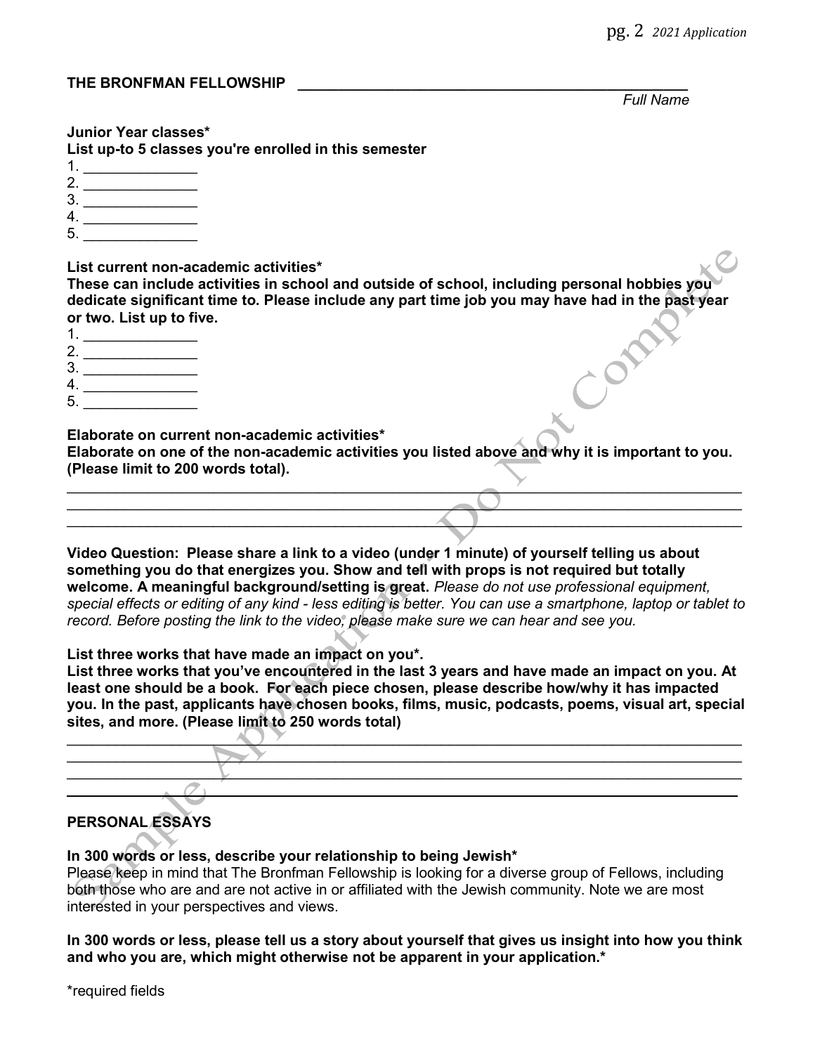**THE BRONFMAN FELLOWSHIP** ______________________________________________

*Full Name*

**Junior Year classes***
**List up-to 5 classes you're enrolled in this semester**

1. ______________
2. ______________
3. ______________
4. ______________
5. ______________

**List current non-academic activities***
**These can include activities in school and outside of school, including personal hobbies you dedicate significant time to. Please include any part time job you may have had in the past year or two. List up to five.**

1. ______________
2. ______________
3. ______________
4. ______________
5. ______________

**Elaborate on current non-academic activities***
**Elaborate on one of the non-academic activities you listed above and why it is important to you. (Please limit to 200 words total).**

______________________________________________________________________________
______________________________________________________________________________
______________________________________________________________________________

**Video Question: Please share a link to a video (under 1 minute) of yourself telling us about something you do that energizes you. Show and tell with props is not required but totally welcome. A meaningful background/setting is great.** *Please do not use professional equipment, special effects or editing of any kind - less editing is better. You can use a smartphone, laptop or tablet to record. Before posting the link to the video, please make sure we can hear and see you.*

**List three works that have made an impact on you*.**
**List three works that you've encountered in the last 3 years and have made an impact on you. At least one should be a book. For each piece chosen, please describe how/why it has impacted you. In the past, applicants have chosen books, films, music, podcasts, poems, visual art, special sites, and more. (Please limit to 250 words total)**

______________________________________________________________________________
______________________________________________________________________________
______________________________________________________________________________
______________________________________________________________________________

## PERSONAL ESSAYS

**In 300 words or less, describe your relationship to being Jewish***
Please keep in mind that The Bronfman Fellowship is looking for a diverse group of Fellows, including both those who are and are not active in or affiliated with the Jewish community. Note we are most interested in your perspectives and views.

**In 300 words or less, please tell us a story about yourself that gives us insight into how you think and who you are, which might otherwise not be apparent in your application.***

*required fields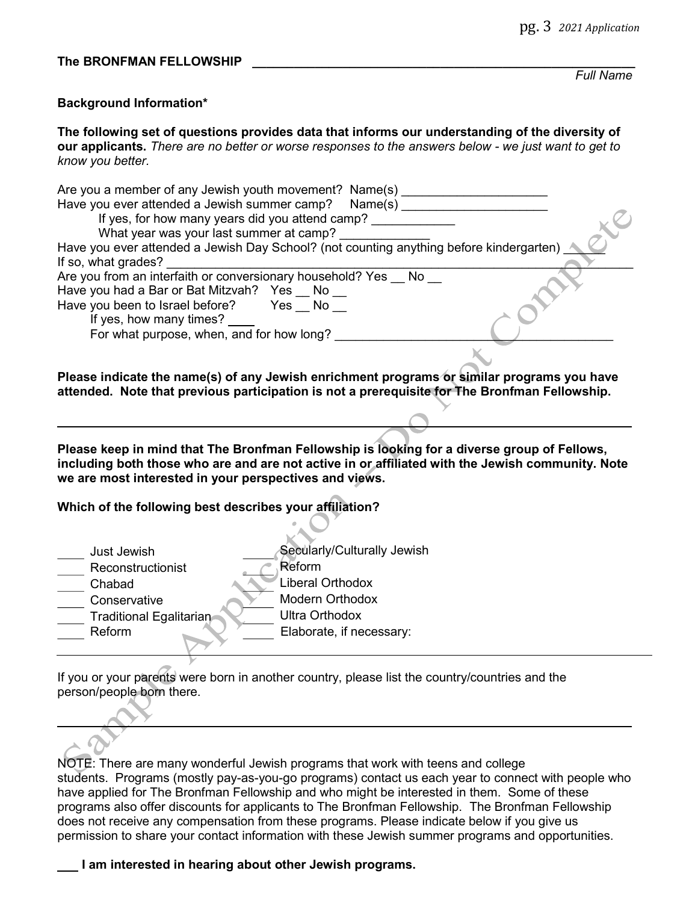**The BRONFMAN FELLOWSHIP** ______________________________________________

*Full Name*

**Background Information***

**The following set of questions provides data that informs our understanding of the diversity of our applicants.** *There are no better or worse responses to the answers below - we just want to get to know you better*.

Are you a member of any Jewish youth movement? Name(s) ____________________

Have you ever attended a Jewish summer camp? Name(s) ____________________

If yes, for how many years did you attend camp? ____________

What year was your last summer at camp? ____________

Have you ever attended a Jewish Day School? (not counting anything before kindergarten) ______

If so, what grades? ______________________________________________________________

Are you from an interfaith or conversionary household? Yes __ No __

Have you had a Bar or Bat Mitzvah? Yes __ No __

Have you been to Israel before? Yes __ No __

If yes, how many times? ____

For what purpose, when, and for how long? ______________________________________

**Please indicate the name(s) of any Jewish enrichment programs or similar programs you have attended. Note that previous participation is not a prerequisite for The Bronfman Fellowship.**

______________________________________________________________________________

**Please keep in mind that The Bronfman Fellowship is looking for a diverse group of Fellows, including both those who are and are not active in or affiliated with the Jewish community. Note we are most interested in your perspectives and views.**

**Which of the following best describes your affiliation?**

____ Just Jewish
____ Reconstructionist
____ Chabad
____ Conservative
____ Traditional Egalitarian
____ Reform
____ Secularly/Culturally Jewish
____ Reform
____ Liberal Orthodox
____ Modern Orthodox
____ Ultra Orthodox
____ Elaborate, if necessary:

______________________________________________________________________________

If you or your parents were born in another country, please list the country/countries and the person/people born there.

______________________________________________________________________________

NOTE: There are many wonderful Jewish programs that work with teens and college students. Programs (mostly pay-as-you-go programs) contact us each year to connect with people who have applied for The Bronfman Fellowship and who might be interested in them. Some of these programs also offer discounts for applicants to The Bronfman Fellowship. The Bronfman Fellowship does not receive any compensation from these programs. Please indicate below if you give us permission to share your contact information with these Jewish summer programs and opportunities.

___ **I am interested in hearing about other Jewish programs.**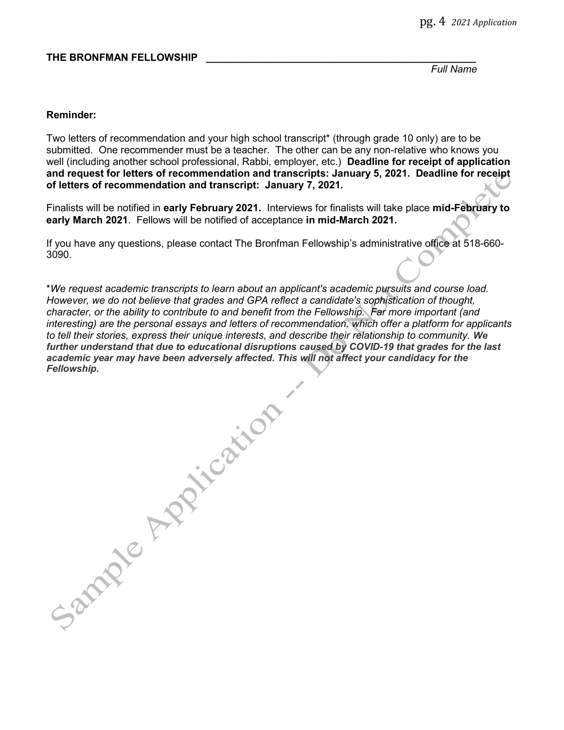**THE BRONFMAN FELLOWSHIP** ______________________________________________

*Full Name*

**Reminder:**

Two letters of recommendation and your high school transcript* (through grade 10 only) are to be submitted. One recommender must be a teacher. The other can be any non-relative who knows you well (including another school professional, Rabbi, employer, etc.) **Deadline for receipt of application and request for letters of recommendation and transcripts: January 5, 2021. Deadline for receipt of letters of recommendation and transcript: January 7, 2021.**

Finalists will be notified in **early February 2021.** Interviews for finalists will take place **mid-February to early March 2021**. Fellows will be notified of acceptance **in mid-March 2021.**

If you have any questions, please contact The Bronfman Fellowship's administrative office at 518-660-3090.

**We request academic transcripts to learn about an applicant's academic pursuits and course load. However, we do not believe that grades and GPA reflect a candidate's sophistication of thought, character, or the ability to contribute to and benefit from the Fellowship. Far more important (and interesting) are the personal essays and letters of recommendation, which offer a platform for applicants to tell their stories, express their unique interests, and describe their relationship to community.* ***We further understand that due to educational disruptions caused by COVID-19 that grades for the last academic year may have been adversely affected. This will not affect your candidacy for the Fellowship.***

Sample Application -- Do Not Complete